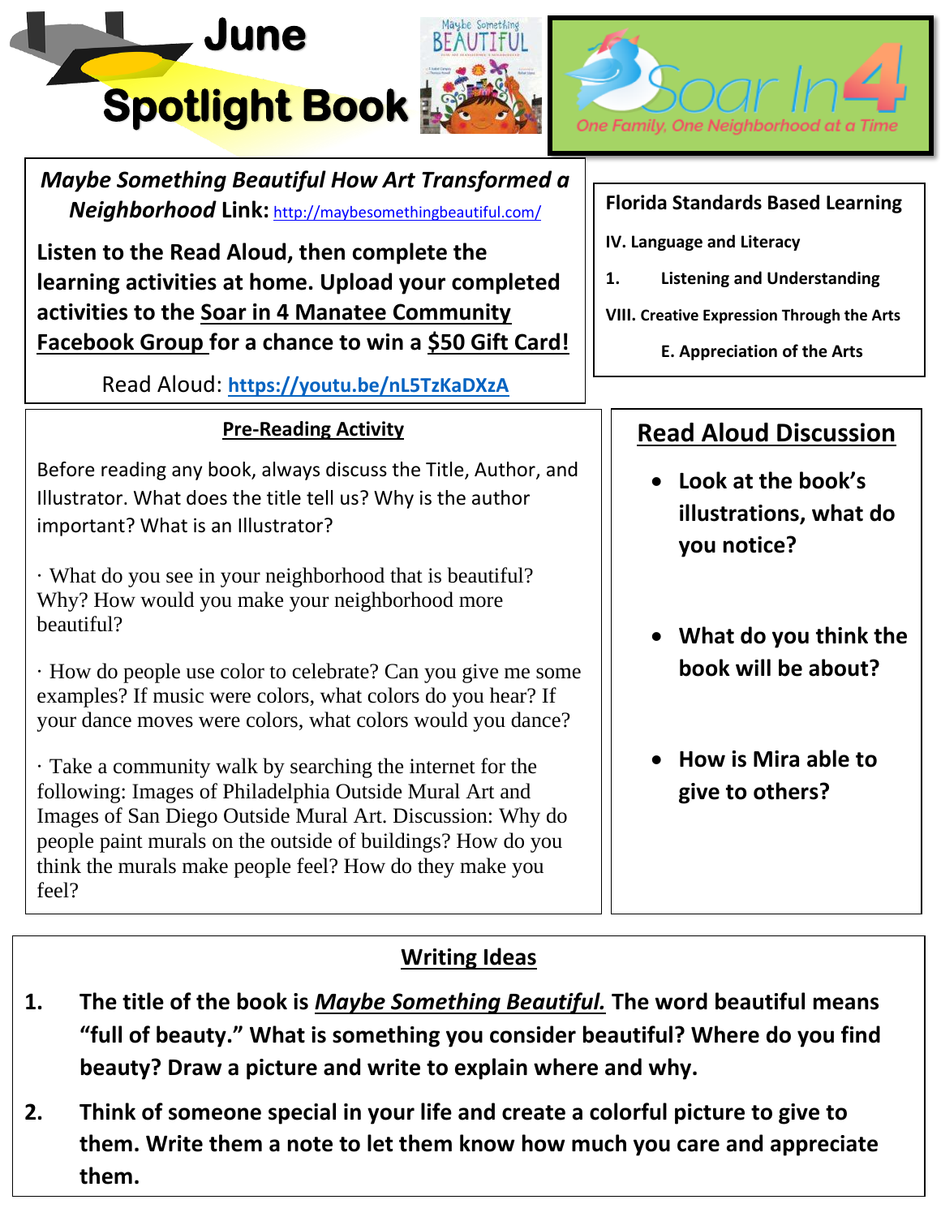# June Spotlight Book

Soar In 4
One Family, One Neighborhood at a Time

***Maybe Something Beautiful How Art Transformed a Neighborhood* Link:** http://maybesomethingbeautiful.com/

**Listen to the Read Aloud, then complete the learning activities at home. Upload your completed activities to the Soar in 4 Manatee Community Facebook Group for a chance to win a $50 Gift Card!**

Read Aloud: **https://youtu.be/nL5TzKaDXzA**

**Florida Standards Based Learning**

**IV. Language and Literacy**

**1. Listening and Understanding**

**VIII. Creative Expression Through the Arts**

**E. Appreciation of the Arts**

## Pre-Reading Activity

Before reading any book, always discuss the Title, Author, and Illustrator. What does the title tell us? Why is the author important? What is an Illustrator?

· What do you see in your neighborhood that is beautiful? Why? How would you make your neighborhood more beautiful?

· How do people use color to celebrate? Can you give me some examples? If music were colors, what colors do you hear? If your dance moves were colors, what colors would you dance?

· Take a community walk by searching the internet for the following: Images of Philadelphia Outside Mural Art and Images of San Diego Outside Mural Art. Discussion: Why do people paint murals on the outside of buildings? How do you think the murals make people feel? How do they make you feel?

## Read Aloud Discussion

- **Look at the book's illustrations, what do you notice?**
- **What do you think the book will be about?**
- **How is Mira able to give to others?**

## Writing Ideas

1. **The title of the book is *Maybe Something Beautiful.* The word beautiful means "full of beauty." What is something you consider beautiful? Where do you find beauty? Draw a picture and write to explain where and why.**
2. **Think of someone special in your life and create a colorful picture to give to them. Write them a note to let them know how much you care and appreciate them.**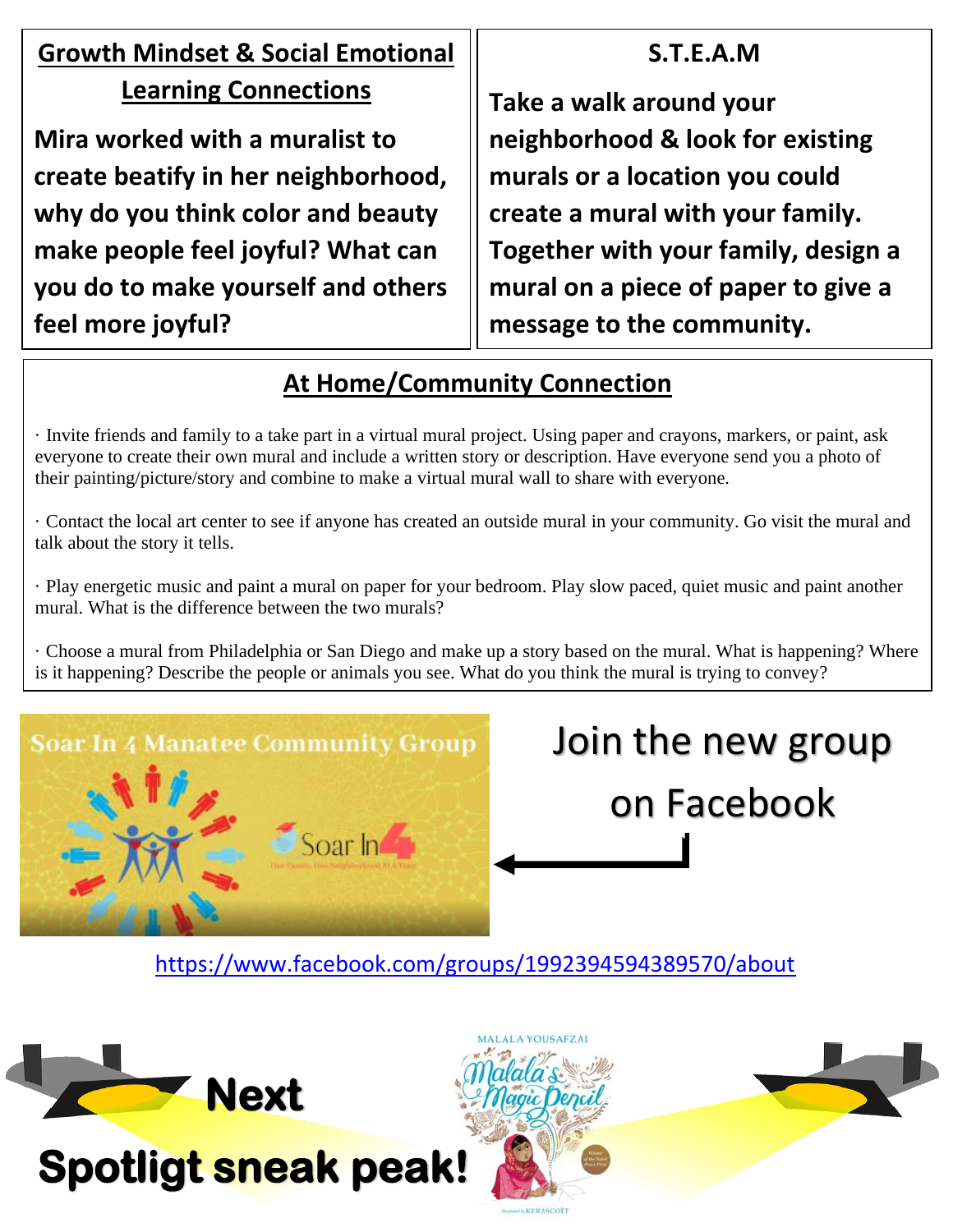## Growth Mindset & Social Emotional Learning Connections

**Mira worked with a muralist to create beatify in her neighborhood, why do you think color and beauty make people feel joyful? What can you do to make yourself and others feel more joyful?**

## S.T.E.A.M

**Take a walk around your neighborhood & look for existing murals or a location you could create a mural with your family. Together with your family, design a mural on a piece of paper to give a message to the community.**

## At Home/Community Connection

· Invite friends and family to a take part in a virtual mural project. Using paper and crayons, markers, or paint, ask everyone to create their own mural and include a written story or description. Have everyone send you a photo of their painting/picture/story and combine to make a virtual mural wall to share with everyone.

· Contact the local art center to see if anyone has created an outside mural in your community. Go visit the mural and talk about the story it tells.

· Play energetic music and paint a mural on paper for your bedroom. Play slow paced, quiet music and paint another mural. What is the difference between the two murals?

· Choose a mural from Philadelphia or San Diego and make up a story based on the mural. What is happening? Where is it happening? Describe the people or animals you see. What do you think the mural is trying to convey?

Soar In 4 Manatee Community Group

Join the new group on Facebook

https://www.facebook.com/groups/1992394594389570/about

**Next Spotligt sneak peak!**

Malala Yousafzai – Malala's Magic Pencil